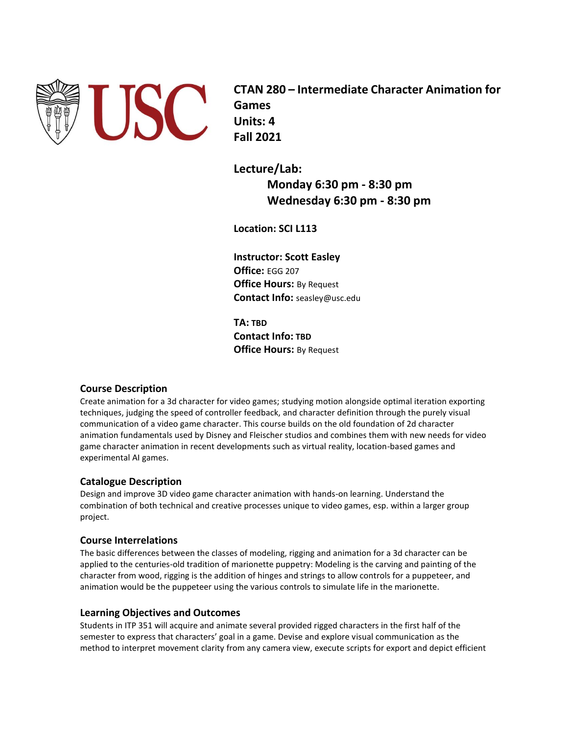# CTAN 280 – Intermediate Character Animation for Games

**Units: 4**
**Fall 2021**

**Lecture/Lab:**
**Monday 6:30 pm - 8:30 pm**
**Wednesday 6:30 pm - 8:30 pm**

**Location: SCI L113**

**Instructor: Scott Easley**
**Office:** EGG 207
**Office Hours:** By Request
**Contact Info:** seasley@usc.edu

**TA: TBD**
**Contact Info: TBD**
**Office Hours:** By Request

## Course Description

Create animation for a 3d character for video games; studying motion alongside optimal iteration exporting techniques, judging the speed of controller feedback, and character definition through the purely visual communication of a video game character. This course builds on the old foundation of 2d character animation fundamentals used by Disney and Fleischer studios and combines them with new needs for video game character animation in recent developments such as virtual reality, location-based games and experimental AI games.

## Catalogue Description

Design and improve 3D video game character animation with hands-on learning. Understand the combination of both technical and creative processes unique to video games, esp. within a larger group project.

## Course Interrelations

The basic differences between the classes of modeling, rigging and animation for a 3d character can be applied to the centuries-old tradition of marionette puppetry: Modeling is the carving and painting of the character from wood, rigging is the addition of hinges and strings to allow controls for a puppeteer, and animation would be the puppeteer using the various controls to simulate life in the marionette.

## Learning Objectives and Outcomes

Students in ITP 351 will acquire and animate several provided rigged characters in the first half of the semester to express that characters' goal in a game. Devise and explore visual communication as the method to interpret movement clarity from any camera view, execute scripts for export and depict efficient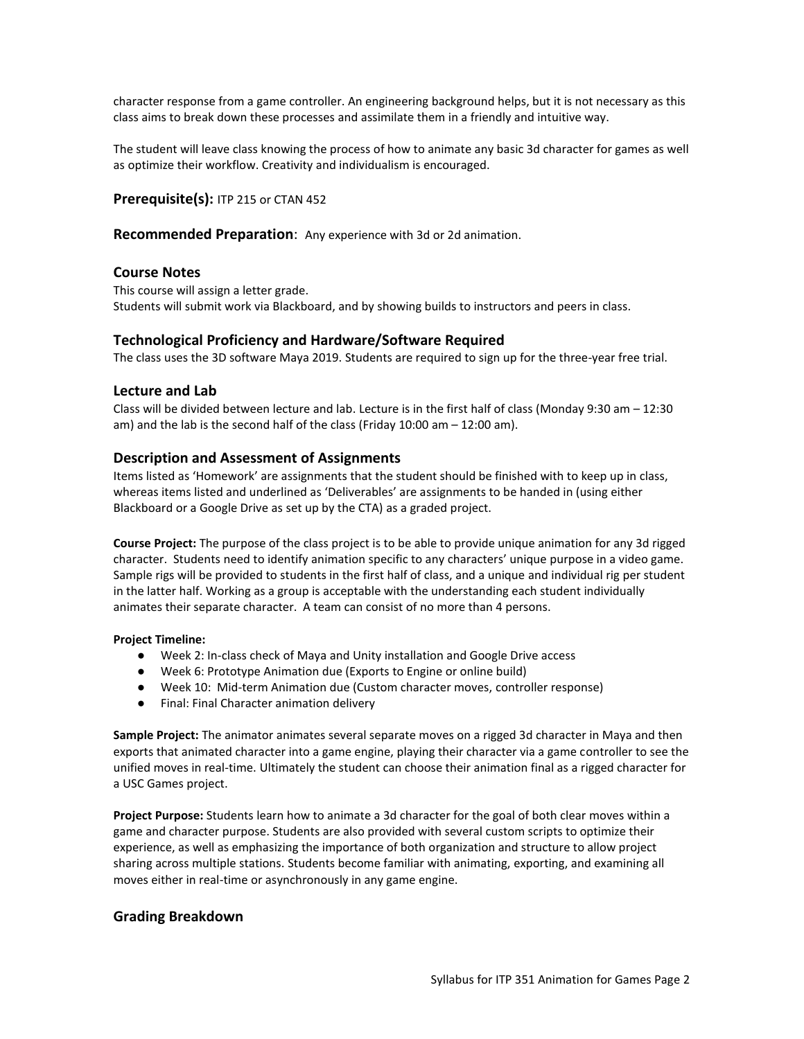character response from a game controller. An engineering background helps, but it is not necessary as this class aims to break down these processes and assimilate them in a friendly and intuitive way.

The student will leave class knowing the process of how to animate any basic 3d character for games as well as optimize their workflow. Creativity and individualism is encouraged.

## Prerequisite(s): ITP 215 or CTAN 452

## Recommended Preparation: Any experience with 3d or 2d animation.

## Course Notes

This course will assign a letter grade.
Students will submit work via Blackboard, and by showing builds to instructors and peers in class.

## Technological Proficiency and Hardware/Software Required

The class uses the 3D software Maya 2019. Students are required to sign up for the three-year free trial.

## Lecture and Lab

Class will be divided between lecture and lab. Lecture is in the first half of class (Monday 9:30 am – 12:30 am) and the lab is the second half of the class (Friday 10:00 am – 12:00 am).

## Description and Assessment of Assignments

Items listed as 'Homework' are assignments that the student should be finished with to keep up in class, whereas items listed and underlined as 'Deliverables' are assignments to be handed in (using either Blackboard or a Google Drive as set up by the CTA) as a graded project.

**Course Project:** The purpose of the class project is to be able to provide unique animation for any 3d rigged character. Students need to identify animation specific to any characters' unique purpose in a video game. Sample rigs will be provided to students in the first half of class, and a unique and individual rig per student in the latter half. Working as a group is acceptable with the understanding each student individually animates their separate character. A team can consist of no more than 4 persons.

**Project Timeline:**

- Week 2: In-class check of Maya and Unity installation and Google Drive access
- Week 6: Prototype Animation due (Exports to Engine or online build)
- Week 10: Mid-term Animation due (Custom character moves, controller response)
- Final: Final Character animation delivery

**Sample Project:** The animator animates several separate moves on a rigged 3d character in Maya and then exports that animated character into a game engine, playing their character via a game controller to see the unified moves in real-time. Ultimately the student can choose their animation final as a rigged character for a USC Games project.

**Project Purpose:** Students learn how to animate a 3d character for the goal of both clear moves within a game and character purpose. Students are also provided with several custom scripts to optimize their experience, as well as emphasizing the importance of both organization and structure to allow project sharing across multiple stations. Students become familiar with animating, exporting, and examining all moves either in real-time or asynchronously in any game engine.

## Grading Breakdown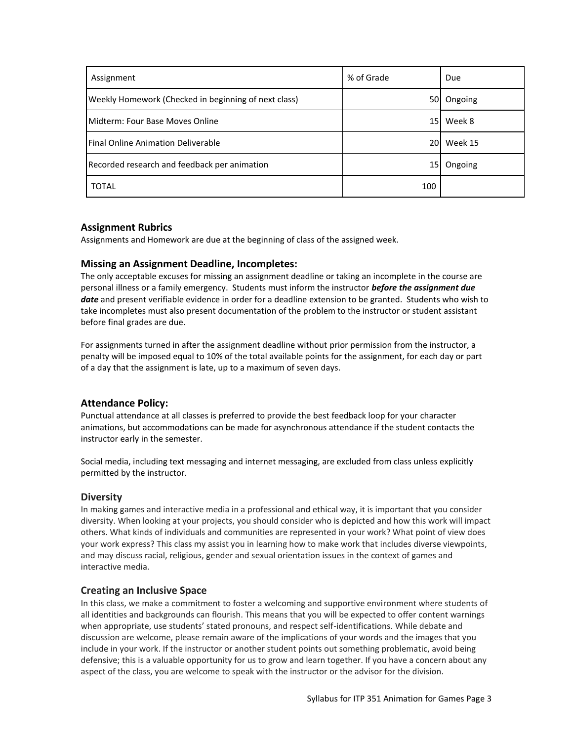| Assignment | % of Grade | Due |
| --- | --- | --- |
| Weekly Homework (Checked in beginning of next class) | 50 | Ongoing |
| Midterm: Four Base Moves Online | 15 | Week 8 |
| Final Online Animation Deliverable | 20 | Week 15 |
| Recorded research and feedback per animation | 15 | Ongoing |
| TOTAL | 100 | |

## Assignment Rubrics

Assignments and Homework are due at the beginning of class of the assigned week.

## Missing an Assignment Deadline, Incompletes:

The only acceptable excuses for missing an assignment deadline or taking an incomplete in the course are personal illness or a family emergency. Students must inform the instructor ***before the assignment due date*** and present verifiable evidence in order for a deadline extension to be granted. Students who wish to take incompletes must also present documentation of the problem to the instructor or student assistant before final grades are due.

For assignments turned in after the assignment deadline without prior permission from the instructor, a penalty will be imposed equal to 10% of the total available points for the assignment, for each day or part of a day that the assignment is late, up to a maximum of seven days.

## Attendance Policy:

Punctual attendance at all classes is preferred to provide the best feedback loop for your character animations, but accommodations can be made for asynchronous attendance if the student contacts the instructor early in the semester.

Social media, including text messaging and internet messaging, are excluded from class unless explicitly permitted by the instructor.

## Diversity

In making games and interactive media in a professional and ethical way, it is important that you consider diversity. When looking at your projects, you should consider who is depicted and how this work will impact others. What kinds of individuals and communities are represented in your work? What point of view does your work express? This class my assist you in learning how to make work that includes diverse viewpoints, and may discuss racial, religious, gender and sexual orientation issues in the context of games and interactive media.

## Creating an Inclusive Space

In this class, we make a commitment to foster a welcoming and supportive environment where students of all identities and backgrounds can flourish. This means that you will be expected to offer content warnings when appropriate, use students' stated pronouns, and respect self-identifications. While debate and discussion are welcome, please remain aware of the implications of your words and the images that you include in your work. If the instructor or another student points out something problematic, avoid being defensive; this is a valuable opportunity for us to grow and learn together. If you have a concern about any aspect of the class, you are welcome to speak with the instructor or the advisor for the division.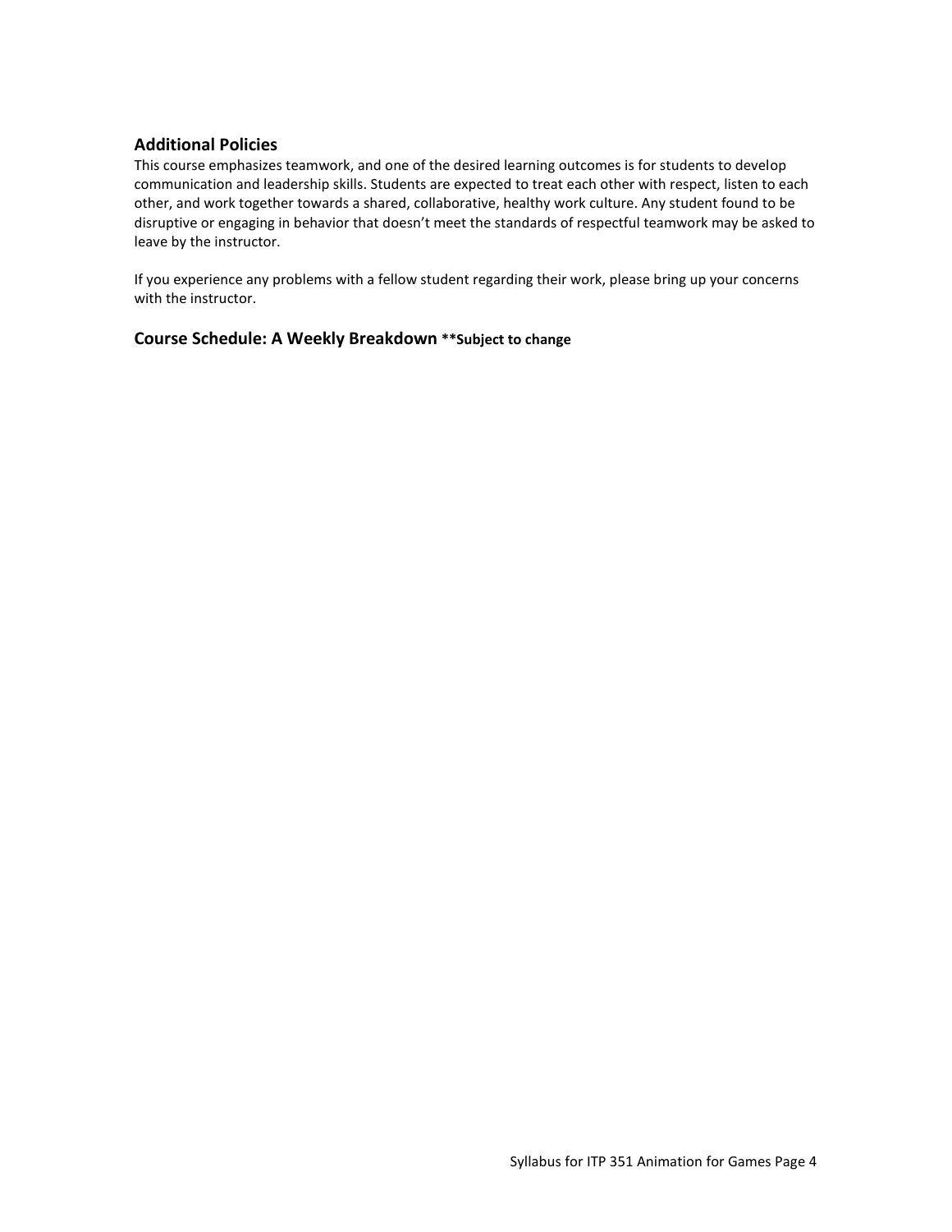## Additional Policies

This course emphasizes teamwork, and one of the desired learning outcomes is for students to develop communication and leadership skills. Students are expected to treat each other with respect, listen to each other, and work together towards a shared, collaborative, healthy work culture. Any student found to be disruptive or engaging in behavior that doesn't meet the standards of respectful teamwork may be asked to leave by the instructor.

If you experience any problems with a fellow student regarding their work, please bring up your concerns with the instructor.

## Course Schedule: A Weekly Breakdown **Subject to change**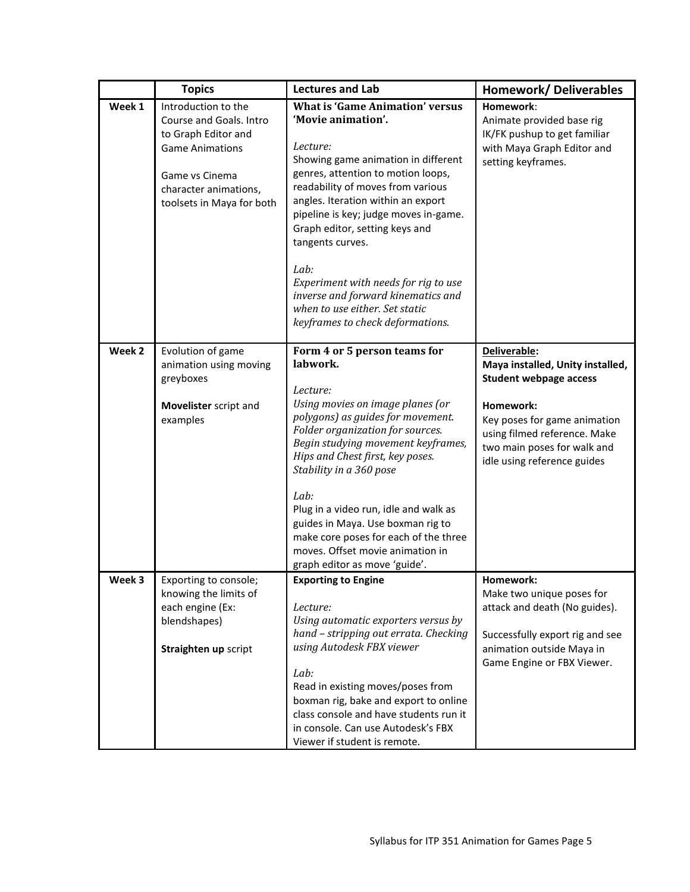| | Topics | Lectures and Lab | Homework/ Deliverables |
|---|---|---|---|
| Week 1 | Introduction to the Course and Goals. Intro to Graph Editor and Game Animations<br><br>Game vs Cinema character animations, toolsets in Maya for both | **What is 'Game Animation' versus 'Movie animation'.**<br><br>*Lecture:*<br>Showing game animation in different genres, attention to motion loops, readability of moves from various angles. Iteration within an export pipeline is key; judge moves in-game. Graph editor, setting keys and tangents curves.<br><br>*Lab:*<br>*Experiment with needs for rig to use inverse and forward kinematics and when to use either. Set static keyframes to check deformations.* | **Homework**:<br>Animate provided base rig IK/FK pushup to get familiar with Maya Graph Editor and setting keyframes. |
| Week 2 | Evolution of game animation using moving greyboxes<br><br>**Movelister** script and examples | **Form 4 or 5 person teams for labwork.**<br><br>*Lecture:*<br>*Using movies on image planes (or polygons) as guides for movement. Folder organization for sources. Begin studying movement keyframes, Hips and Chest first, key poses. Stability in a 360 pose*<br><br>*Lab:*<br>Plug in a video run, idle and walk as guides in Maya. Use boxman rig to make core poses for each of the three moves. Offset movie animation in graph editor as move 'guide'. | **Deliverable:**<br>**Maya installed, Unity installed, Student webpage access**<br><br>**Homework:**<br>Key poses for game animation using filmed reference. Make two main poses for walk and idle using reference guides |
| Week 3 | Exporting to console; knowing the limits of each engine (Ex: blendshapes)<br><br>**Straighten up** script | **Exporting to Engine**<br><br>*Lecture:*<br>*Using automatic exporters versus by hand – stripping out errata. Checking using Autodesk FBX viewer*<br><br>*Lab:*<br>Read in existing moves/poses from boxman rig, bake and export to online class console and have students run it in console. Can use Autodesk's FBX Viewer if student is remote. | **Homework:**<br>Make two unique poses for attack and death (No guides).<br><br>Successfully export rig and see animation outside Maya in Game Engine or FBX Viewer. |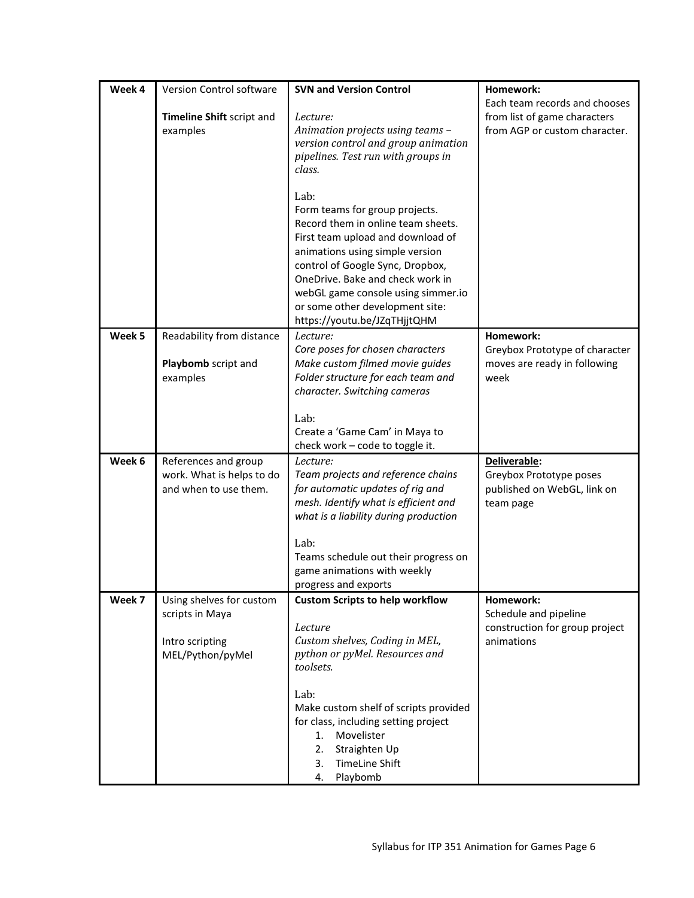| Week 4 | Version Control software<br><br>**Timeline Shift** script and examples | **SVN and Version Control**<br><br>*Lecture:*<br>*Animation projects using teams – version control and group animation pipelines. Test run with groups in class.*<br><br>Lab:<br>Form teams for group projects. Record them in online team sheets. First team upload and download of animations using simple version control of Google Sync, Dropbox, OneDrive. Bake and check work in webGL game console using simmer.io or some other development site: https://youtu.be/JZqTHjjtQHM | **Homework:**<br>Each team records and chooses from list of game characters from AGP or custom character. |
|---|---|---|---|
| **Week 5** | Readability from distance<br><br>**Playbomb** script and examples | *Lecture:*<br>*Core poses for chosen characters*<br>*Make custom filmed movie guides*<br>*Folder structure for each team and character. Switching cameras*<br><br>Lab:<br>Create a 'Game Cam' in Maya to check work – code to toggle it. | **Homework:**<br>Greybox Prototype of character moves are ready in following week |
| **Week 6** | References and group work. What is helps to do and when to use them. | *Lecture:*<br>*Team projects and reference chains for automatic updates of rig and mesh. Identify what is efficient and what is a liability during production*<br><br>Lab:<br>Teams schedule out their progress on game animations with weekly progress and exports | **Deliverable:**<br>Greybox Prototype poses published on WebGL, link on team page |
| **Week 7** | Using shelves for custom scripts in Maya<br><br>Intro scripting MEL/Python/pyMel | **Custom Scripts to help workflow**<br><br>*Lecture*<br>*Custom shelves, Coding in MEL, python or pyMel. Resources and toolsets.*<br><br>Lab:<br>Make custom shelf of scripts provided for class, including setting project<br>1. Movelister<br>2. Straighten Up<br>3. TimeLine Shift<br>4. Playbomb | **Homework:**<br>Schedule and pipeline construction for group project animations |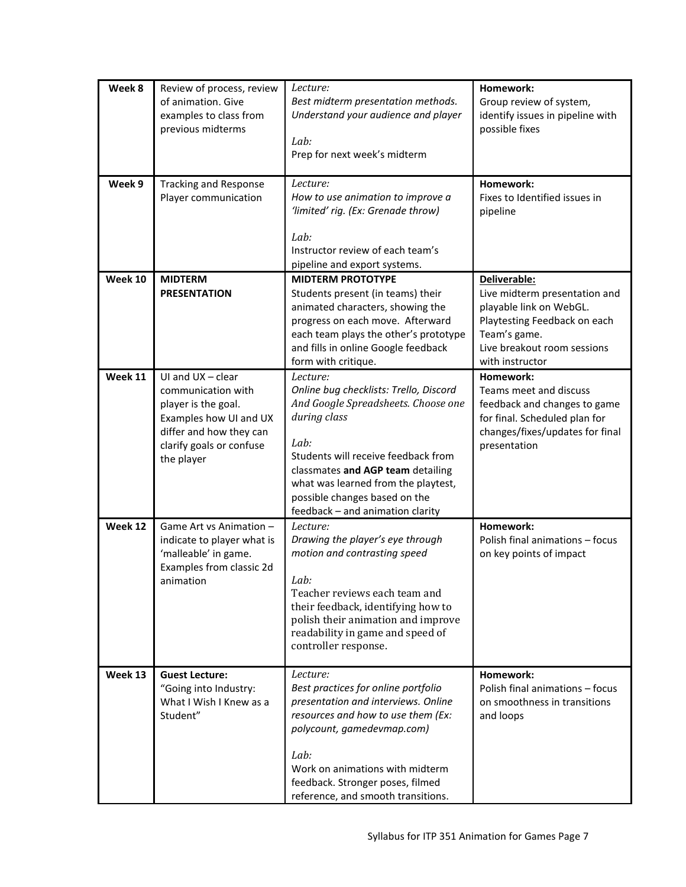| **Week 8** | Review of process, review of animation. Give examples to class from previous midterms | *Lecture:*<br>*Best midterm presentation methods. Understand your audience and player*<br><br>*Lab:*<br>Prep for next week's midterm | **Homework:**<br>Group review of system, identify issues in pipeline with possible fixes |
|---|---|---|---|
| **Week 9** | Tracking and Response Player communication | *Lecture:*<br>*How to use animation to improve a 'limited' rig. (Ex: Grenade throw)*<br><br>*Lab:*<br>Instructor review of each team's pipeline and export systems. | **Homework:**<br>Fixes to Identified issues in pipeline |
| **Week 10** | **MIDTERM PRESENTATION** | **MIDTERM PROTOTYPE**<br>Students present (in teams) their animated characters, showing the progress on each move. Afterward each team plays the other's prototype and fills in online Google feedback form with critique. | **Deliverable:**<br>Live midterm presentation and playable link on WebGL.<br>Playtesting Feedback on each Team's game.<br>Live breakout room sessions with instructor |
| **Week 11** | UI and UX – clear communication with player is the goal. Examples how UI and UX differ and how they can clarify goals or confuse the player | *Lecture:*<br>*Online bug checklists: Trello, Discord And Google Spreadsheets. Choose one during class*<br><br>*Lab:*<br>Students will receive feedback from classmates **and AGP team** detailing what was learned from the playtest, possible changes based on the feedback – and animation clarity | **Homework:**<br>Teams meet and discuss feedback and changes to game for final. Scheduled plan for changes/fixes/updates for final presentation |
| **Week 12** | Game Art vs Animation – indicate to player what is 'malleable' in game. Examples from classic 2d animation | *Lecture:*<br>*Drawing the player's eye through motion and contrasting speed*<br><br>*Lab:*<br>Teacher reviews each team and their feedback, identifying how to polish their animation and improve readability in game and speed of controller response. | **Homework:**<br>Polish final animations – focus on key points of impact |
| **Week 13** | **Guest Lecture:**<br>"Going into Industry: What I Wish I Knew as a Student" | *Lecture:*<br>*Best practices for online portfolio presentation and interviews. Online resources and how to use them (Ex: polycount, gamedevmap.com)*<br><br>*Lab:*<br>Work on animations with midterm feedback. Stronger poses, filmed reference, and smooth transitions. | **Homework:**<br>Polish final animations – focus on smoothness in transitions and loops |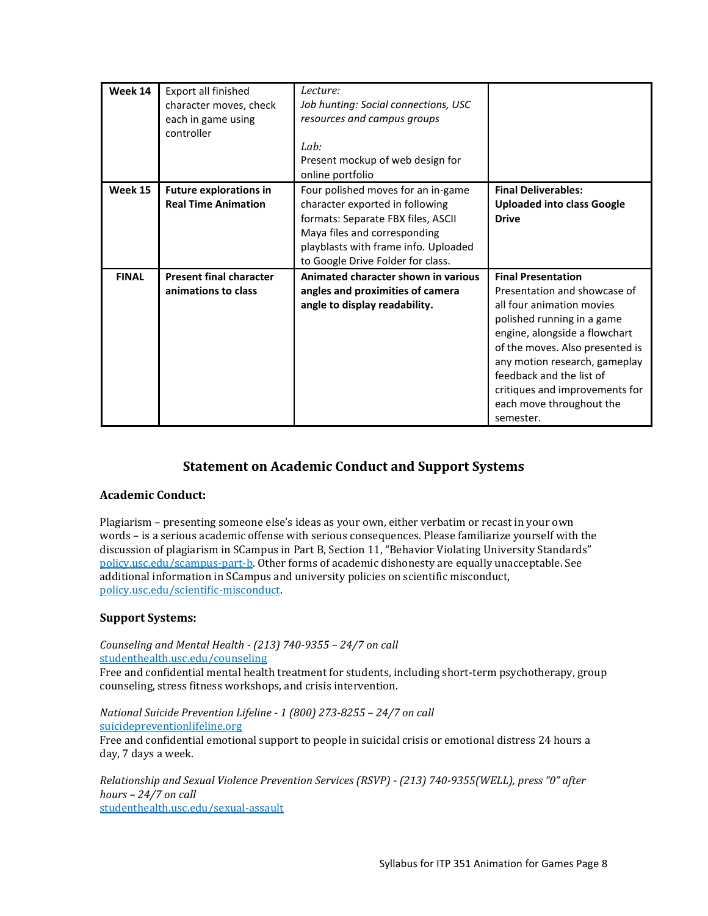| Week 14 | Export all finished character moves, check each in game using controller | *Lecture:* *Job hunting: Social connections, USC resources and campus groups* *Lab:* Present mockup of web design for online portfolio | |
|---|---|---|---|
| **Week 15** | **Future explorations in Real Time Animation** | Four polished moves for an in-game character exported in following formats: Separate FBX files, ASCII Maya files and corresponding playblasts with frame info. Uploaded to Google Drive Folder for class. | **Final Deliverables: Uploaded into class Google Drive** |
| **FINAL** | **Present final character animations to class** | **Animated character shown in various angles and proximities of camera angle to display readability.** | **Final Presentation** Presentation and showcase of all four animation movies polished running in a game engine, alongside a flowchart of the moves. Also presented is any motion research, gameplay feedback and the list of critiques and improvements for each move throughout the semester. |

## Statement on Academic Conduct and Support Systems

### Academic Conduct:

Plagiarism – presenting someone else's ideas as your own, either verbatim or recast in your own words – is a serious academic offense with serious consequences. Please familiarize yourself with the discussion of plagiarism in SCampus in Part B, Section 11, "Behavior Violating University Standards" policy.usc.edu/scampus-part-b. Other forms of academic dishonesty are equally unacceptable. See additional information in SCampus and university policies on scientific misconduct, policy.usc.edu/scientific-misconduct.

### Support Systems:

*Counseling and Mental Health - (213) 740-9355 – 24/7 on call*
studenthealth.usc.edu/counseling
Free and confidential mental health treatment for students, including short-term psychotherapy, group counseling, stress fitness workshops, and crisis intervention.

*National Suicide Prevention Lifeline - 1 (800) 273-8255 – 24/7 on call*
suicidepreventionlifeline.org
Free and confidential emotional support to people in suicidal crisis or emotional distress 24 hours a day, 7 days a week.

*Relationship and Sexual Violence Prevention Services (RSVP) - (213) 740-9355(WELL), press "0" after hours – 24/7 on call*
studenthealth.usc.edu/sexual-assault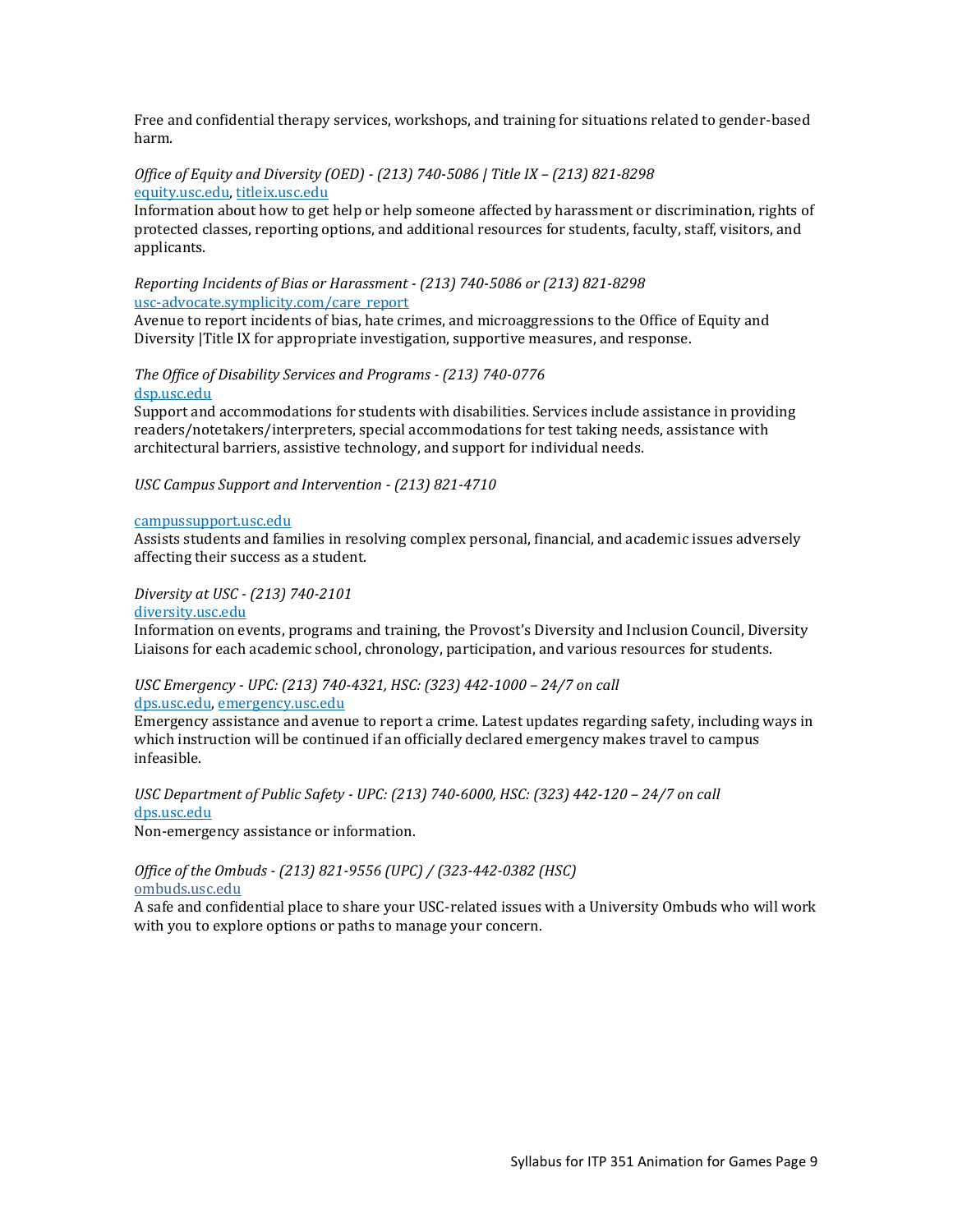Free and confidential therapy services, workshops, and training for situations related to gender-based harm.

*Office of Equity and Diversity (OED) - (213) 740-5086 | Title IX – (213) 821-8298*
[equity.usc.edu](equity.usc.edu), [titleix.usc.edu](titleix.usc.edu)
Information about how to get help or help someone affected by harassment or discrimination, rights of protected classes, reporting options, and additional resources for students, faculty, staff, visitors, and applicants.

*Reporting Incidents of Bias or Harassment - (213) 740-5086 or (213) 821-8298*
[usc-advocate.symplicity.com/care_report](usc-advocate.symplicity.com/care_report)
Avenue to report incidents of bias, hate crimes, and microaggressions to the Office of Equity and Diversity |Title IX for appropriate investigation, supportive measures, and response.

*The Office of Disability Services and Programs - (213) 740-0776*
[dsp.usc.edu](dsp.usc.edu)
Support and accommodations for students with disabilities. Services include assistance in providing readers/notetakers/interpreters, special accommodations for test taking needs, assistance with architectural barriers, assistive technology, and support for individual needs.

*USC Campus Support and Intervention - (213) 821-4710*

[campussupport.usc.edu](campussupport.usc.edu)
Assists students and families in resolving complex personal, financial, and academic issues adversely affecting their success as a student.

*Diversity at USC - (213) 740-2101*
[diversity.usc.edu](diversity.usc.edu)
Information on events, programs and training, the Provost's Diversity and Inclusion Council, Diversity Liaisons for each academic school, chronology, participation, and various resources for students.

*USC Emergency - UPC: (213) 740-4321, HSC: (323) 442-1000 – 24/7 on call*
[dps.usc.edu](dps.usc.edu), [emergency.usc.edu](emergency.usc.edu)
Emergency assistance and avenue to report a crime. Latest updates regarding safety, including ways in which instruction will be continued if an officially declared emergency makes travel to campus infeasible.

*USC Department of Public Safety - UPC: (213) 740-6000, HSC: (323) 442-120 – 24/7 on call*
[dps.usc.edu](dps.usc.edu)
Non-emergency assistance or information.

*Office of the Ombuds - (213) 821-9556 (UPC) / (323-442-0382 (HSC)*
[ombuds.usc.edu](ombuds.usc.edu)
A safe and confidential place to share your USC-related issues with a University Ombuds who will work with you to explore options or paths to manage your concern.